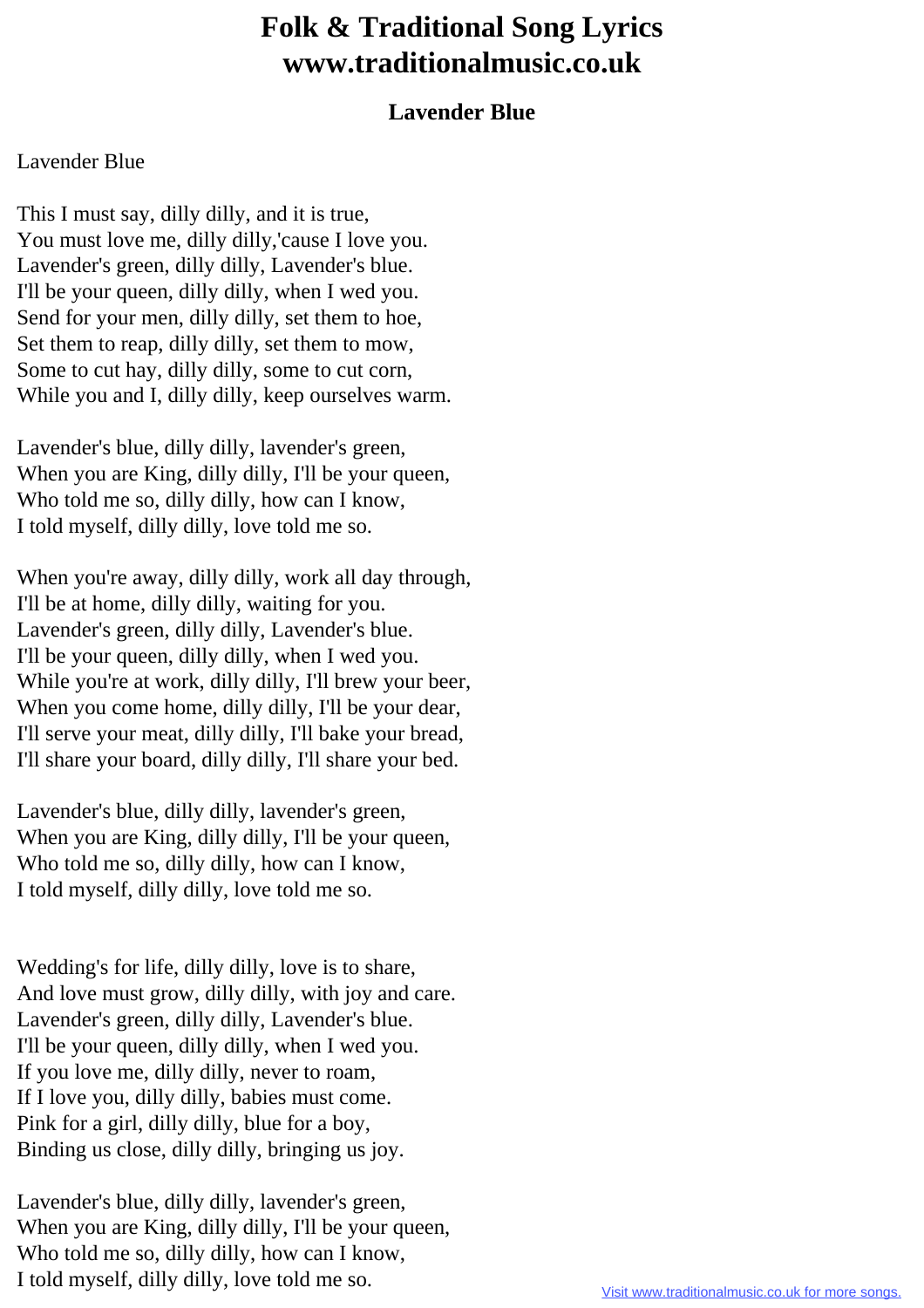# Folk & Traditional Song Lyrics
# www.traditionalmusic.co.uk

## Lavender Blue

Lavender Blue

This I must say, dilly dilly, and it is true,
You must love me, dilly dilly,'cause I love you.
Lavender's green, dilly dilly, Lavender's blue.
I'll be your queen, dilly dilly, when I wed you.
Send for your men, dilly dilly, set them to hoe,
Set them to reap, dilly dilly, set them to mow,
Some to cut hay, dilly dilly, some to cut corn,
While you and I, dilly dilly, keep ourselves warm.

Lavender's blue, dilly dilly, lavender's green,
When you are King, dilly dilly, I'll be your queen,
Who told me so, dilly dilly, how can I know,
I told myself, dilly dilly, love told me so.

When you're away, dilly dilly, work all day through,
I'll be at home, dilly dilly, waiting for you.
Lavender's green, dilly dilly, Lavender's blue.
I'll be your queen, dilly dilly, when I wed you.
While you're at work, dilly dilly, I'll brew your beer,
When you come home, dilly dilly, I'll be your dear,
I'll serve your meat, dilly dilly, I'll bake your bread,
I'll share your board, dilly dilly, I'll share your bed.

Lavender's blue, dilly dilly, lavender's green,
When you are King, dilly dilly, I'll be your queen,
Who told me so, dilly dilly, how can I know,
I told myself, dilly dilly, love told me so.

Wedding's for life, dilly dilly, love is to share,
And love must grow, dilly dilly, with joy and care.
Lavender's green, dilly dilly, Lavender's blue.
I'll be your queen, dilly dilly, when I wed you.
If you love me, dilly dilly, never to roam,
If I love you, dilly dilly, babies must come.
Pink for a girl, dilly dilly, blue for a boy,
Binding us close, dilly dilly, bringing us joy.

Lavender's blue, dilly dilly, lavender's green,
When you are King, dilly dilly, I'll be your queen,
Who told me so, dilly dilly, how can I know,
I told myself, dilly dilly, love told me so.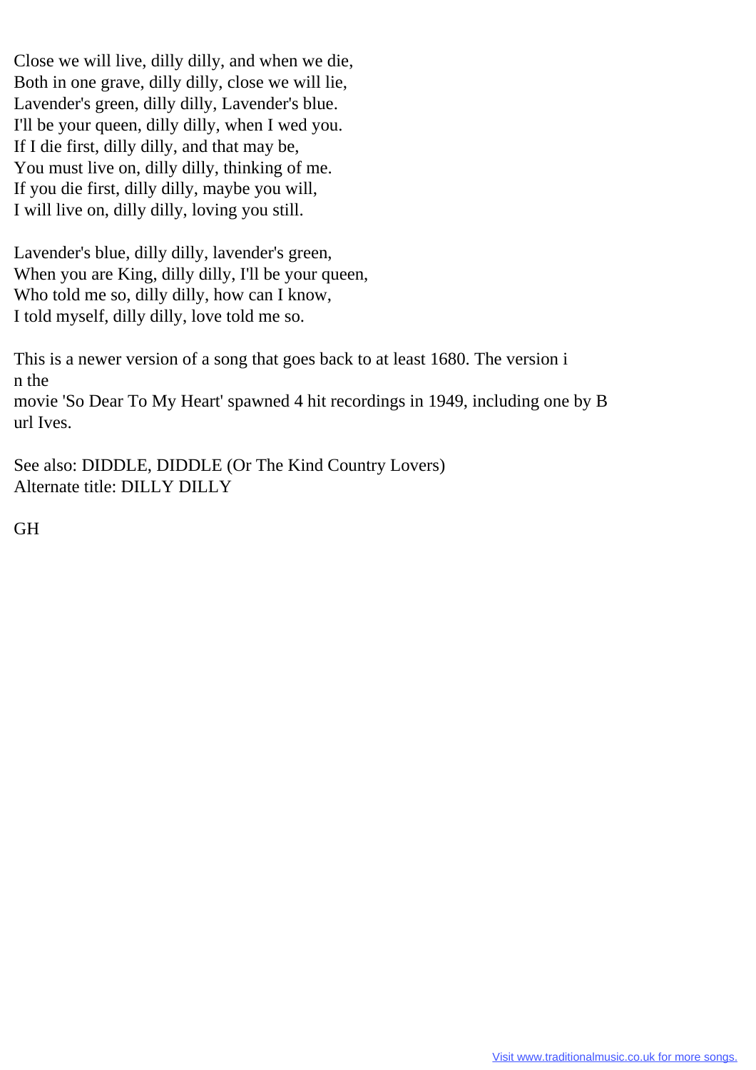Close we will live, dilly dilly, and when we die,
Both in one grave, dilly dilly, close we will lie,
Lavender's green, dilly dilly, Lavender's blue.
I'll be your queen, dilly dilly, when I wed you.
If I die first, dilly dilly, and that may be,
You must live on, dilly dilly, thinking of me.
If you die first, dilly dilly, maybe you will,
I will live on, dilly dilly, loving you still.

Lavender's blue, dilly dilly, lavender's green,
When you are King, dilly dilly, I'll be your queen,
Who told me so, dilly dilly, how can I know,
I told myself, dilly dilly, love told me so.

This is a newer version of a song that goes back to at least 1680. The version in the movie 'So Dear To My Heart' spawned 4 hit recordings in 1949, including one by Burl Ives.

See also: DIDDLE, DIDDLE (Or The Kind Country Lovers)
Alternate title: DILLY DILLY

GH